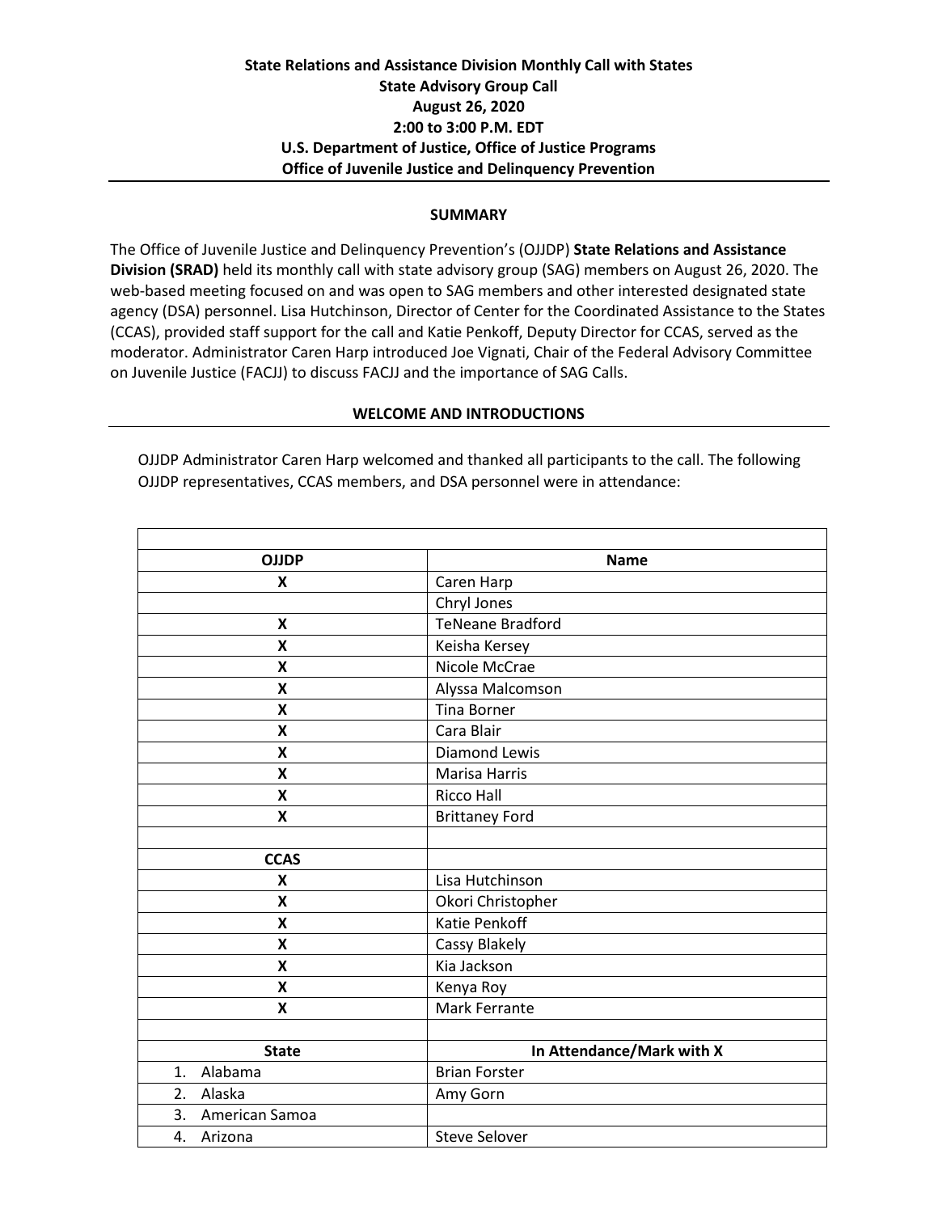**State Relations and Assistance Division Monthly Call with States**
**State Advisory Group Call**
**August 26, 2020**
**2:00 to 3:00 P.M. EDT**
**U.S. Department of Justice, Office of Justice Programs**
**Office of Juvenile Justice and Delinquency Prevention**

## SUMMARY

The Office of Juvenile Justice and Delinquency Prevention's (OJJDP) **State Relations and Assistance Division (SRAD)** held its monthly call with state advisory group (SAG) members on August 26, 2020. The web-based meeting focused on and was open to SAG members and other interested designated state agency (DSA) personnel. Lisa Hutchinson, Director of Center for the Coordinated Assistance to the States (CCAS), provided staff support for the call and Katie Penkoff, Deputy Director for CCAS, served as the moderator. Administrator Caren Harp introduced Joe Vignati, Chair of the Federal Advisory Committee on Juvenile Justice (FACJJ) to discuss FACJJ and the importance of SAG Calls.

## WELCOME AND INTRODUCTIONS

OJJDP Administrator Caren Harp welcomed and thanked all participants to the call. The following OJJDP representatives, CCAS members, and DSA personnel were in attendance:

| | |
|---|---|
| **OJJDP** | **Name** |
| X | Caren Harp |
| | Chryl Jones |
| X | TeNeane Bradford |
| X | Keisha Kersey |
| X | Nicole McCrae |
| X | Alyssa Malcomson |
| X | Tina Borner |
| X | Cara Blair |
| X | Diamond Lewis |
| X | Marisa Harris |
| X | Ricco Hall |
| X | Brittaney Ford |
| | |
| **CCAS** | |
| X | Lisa Hutchinson |
| X | Okori Christopher |
| X | Katie Penkoff |
| X | Cassy Blakely |
| X | Kia Jackson |
| X | Kenya Roy |
| X | Mark Ferrante |
| | |
| **State** | **In Attendance/Mark with X** |
| 1. Alabama | Brian Forster |
| 2. Alaska | Amy Gorn |
| 3. American Samoa | |
| 4. Arizona | Steve Selover |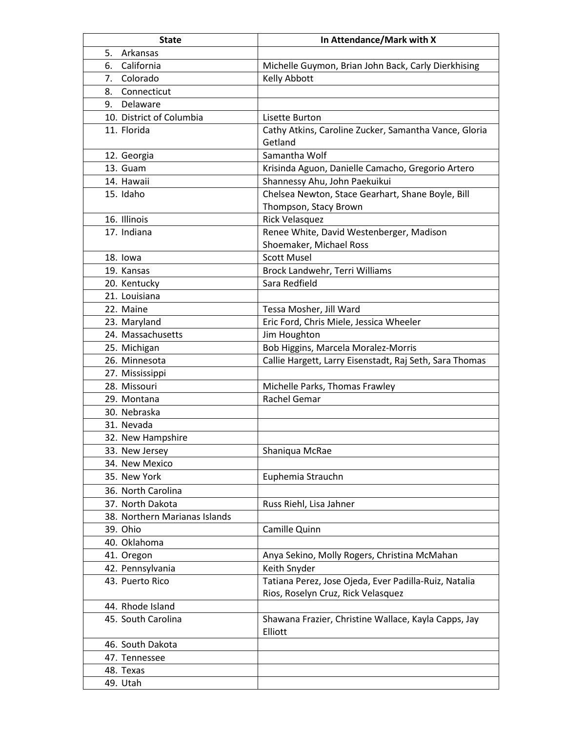| State | In Attendance/Mark with X |
|---|---|
| 5. Arkansas | |
| 6. California | Michelle Guymon, Brian John Back, Carly Dierkhising |
| 7. Colorado | Kelly Abbott |
| 8. Connecticut | |
| 9. Delaware | |
| 10. District of Columbia | Lisette Burton |
| 11. Florida | Cathy Atkins, Caroline Zucker, Samantha Vance, Gloria Getland |
| 12. Georgia | Samantha Wolf |
| 13. Guam | Krisinda Aguon, Danielle Camacho, Gregorio Artero |
| 14. Hawaii | Shannessy Ahu, John Paekuikui |
| 15. Idaho | Chelsea Newton, Stace Gearhart, Shane Boyle, Bill Thompson, Stacy Brown |
| 16. Illinois | Rick Velasquez |
| 17. Indiana | Renee White, David Westenberger, Madison Shoemaker, Michael Ross |
| 18. Iowa | Scott Musel |
| 19. Kansas | Brock Landwehr, Terri Williams |
| 20. Kentucky | Sara Redfield |
| 21. Louisiana | |
| 22. Maine | Tessa Mosher, Jill Ward |
| 23. Maryland | Eric Ford, Chris Miele, Jessica Wheeler |
| 24. Massachusetts | Jim Houghton |
| 25. Michigan | Bob Higgins, Marcela Moralez-Morris |
| 26. Minnesota | Callie Hargett, Larry Eisenstadt, Raj Seth, Sara Thomas |
| 27. Mississippi | |
| 28. Missouri | Michelle Parks, Thomas Frawley |
| 29. Montana | Rachel Gemar |
| 30. Nebraska | |
| 31. Nevada | |
| 32. New Hampshire | |
| 33. New Jersey | Shaniqua McRae |
| 34. New Mexico | |
| 35. New York | Euphemia Strauchn |
| 36. North Carolina | |
| 37. North Dakota | Russ Riehl, Lisa Jahner |
| 38. Northern Marianas Islands | |
| 39. Ohio | Camille Quinn |
| 40. Oklahoma | |
| 41. Oregon | Anya Sekino, Molly Rogers, Christina McMahan |
| 42. Pennsylvania | Keith Snyder |
| 43. Puerto Rico | Tatiana Perez, Jose Ojeda, Ever Padilla-Ruiz, Natalia Rios, Roselyn Cruz, Rick Velasquez |
| 44. Rhode Island | |
| 45. South Carolina | Shawana Frazier, Christine Wallace, Kayla Capps, Jay Elliott |
| 46. South Dakota | |
| 47. Tennessee | |
| 48. Texas | |
| 49. Utah | |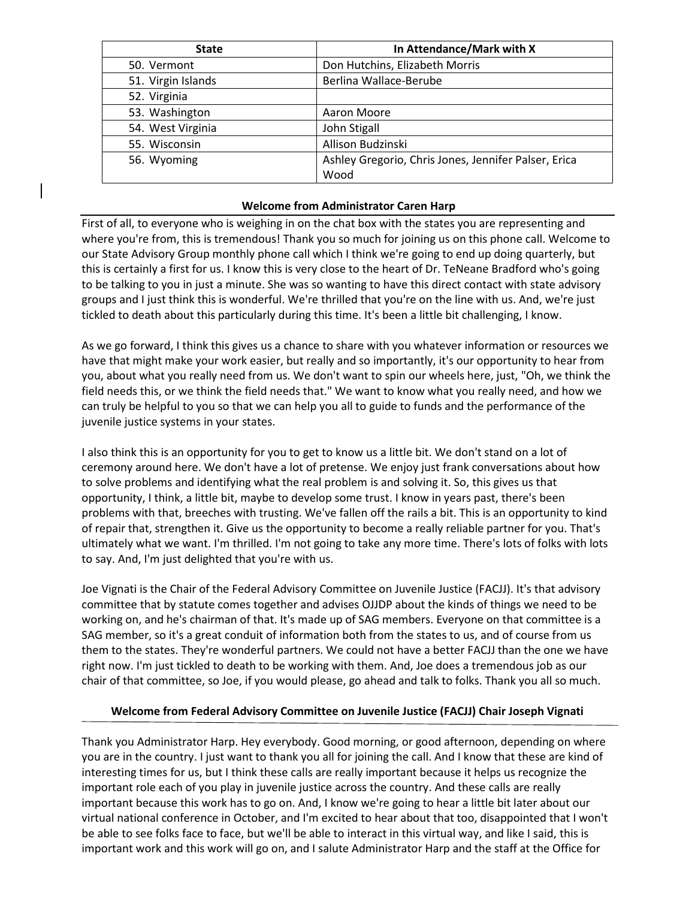| State | In Attendance/Mark with X |
| --- | --- |
| 50. Vermont | Don Hutchins, Elizabeth Morris |
| 51. Virgin Islands | Berlina Wallace-Berube |
| 52. Virginia | |
| 53. Washington | Aaron Moore |
| 54. West Virginia | John Stigall |
| 55. Wisconsin | Allison Budzinski |
| 56. Wyoming | Ashley Gregorio, Chris Jones, Jennifer Palser, Erica Wood |

## Welcome from Administrator Caren Harp

First of all, to everyone who is weighing in on the chat box with the states you are representing and where you're from, this is tremendous! Thank you so much for joining us on this phone call. Welcome to our State Advisory Group monthly phone call which I think we're going to end up doing quarterly, but this is certainly a first for us. I know this is very close to the heart of Dr. TeNeane Bradford who's going to be talking to you in just a minute. She was so wanting to have this direct contact with state advisory groups and I just think this is wonderful. We're thrilled that you're on the line with us. And, we're just tickled to death about this particularly during this time. It's been a little bit challenging, I know.

As we go forward, I think this gives us a chance to share with you whatever information or resources we have that might make your work easier, but really and so importantly, it's our opportunity to hear from you, about what you really need from us. We don't want to spin our wheels here, just, "Oh, we think the field needs this, or we think the field needs that." We want to know what you really need, and how we can truly be helpful to you so that we can help you all to guide to funds and the performance of the juvenile justice systems in your states.

I also think this is an opportunity for you to get to know us a little bit. We don't stand on a lot of ceremony around here. We don't have a lot of pretense. We enjoy just frank conversations about how to solve problems and identifying what the real problem is and solving it. So, this gives us that opportunity, I think, a little bit, maybe to develop some trust. I know in years past, there's been problems with that, breeches with trusting. We've fallen off the rails a bit. This is an opportunity to kind of repair that, strengthen it. Give us the opportunity to become a really reliable partner for you. That's ultimately what we want. I'm thrilled. I'm not going to take any more time. There's lots of folks with lots to say. And, I'm just delighted that you're with us.

Joe Vignati is the Chair of the Federal Advisory Committee on Juvenile Justice (FACJJ). It's that advisory committee that by statute comes together and advises OJJDP about the kinds of things we need to be working on, and he's chairman of that. It's made up of SAG members. Everyone on that committee is a SAG member, so it's a great conduit of information both from the states to us, and of course from us them to the states. They're wonderful partners. We could not have a better FACJJ than the one we have right now. I'm just tickled to death to be working with them. And, Joe does a tremendous job as our chair of that committee, so Joe, if you would please, go ahead and talk to folks. Thank you all so much.

## Welcome from Federal Advisory Committee on Juvenile Justice (FACJJ) Chair Joseph Vignati

Thank you Administrator Harp. Hey everybody. Good morning, or good afternoon, depending on where you are in the country. I just want to thank you all for joining the call. And I know that these are kind of interesting times for us, but I think these calls are really important because it helps us recognize the important role each of you play in juvenile justice across the country. And these calls are really important because this work has to go on. And, I know we're going to hear a little bit later about our virtual national conference in October, and I'm excited to hear about that too, disappointed that I won't be able to see folks face to face, but we'll be able to interact in this virtual way, and like I said, this is important work and this work will go on, and I salute Administrator Harp and the staff at the Office for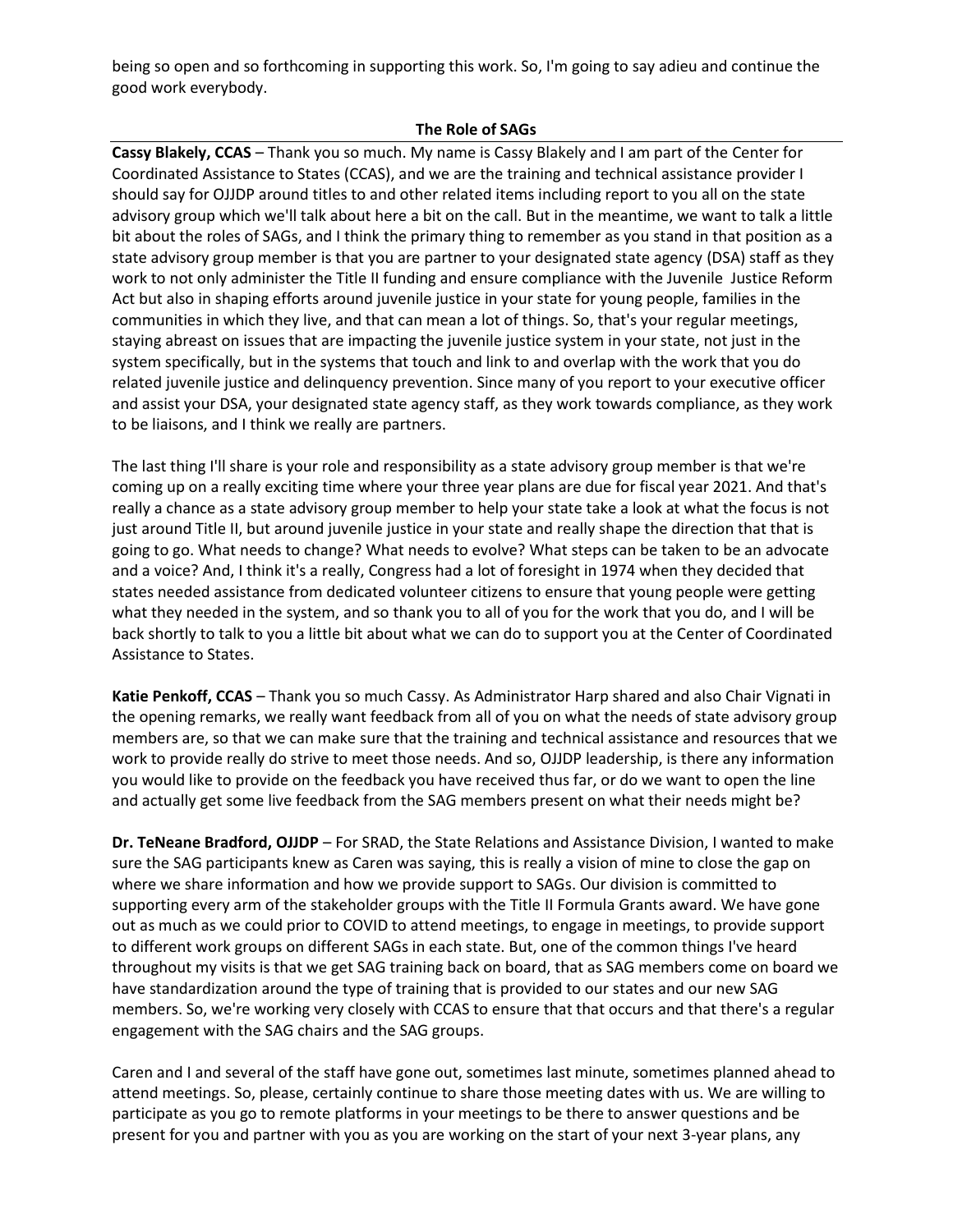being so open and so forthcoming in supporting this work. So, I'm going to say adieu and continue the good work everybody.

## The Role of SAGs

**Cassy Blakely, CCAS** – Thank you so much. My name is Cassy Blakely and I am part of the Center for Coordinated Assistance to States (CCAS), and we are the training and technical assistance provider I should say for OJJDP around titles to and other related items including report to you all on the state advisory group which we'll talk about here a bit on the call. But in the meantime, we want to talk a little bit about the roles of SAGs, and I think the primary thing to remember as you stand in that position as a state advisory group member is that you are partner to your designated state agency (DSA) staff as they work to not only administer the Title II funding and ensure compliance with the Juvenile Justice Reform Act but also in shaping efforts around juvenile justice in your state for young people, families in the communities in which they live, and that can mean a lot of things. So, that's your regular meetings, staying abreast on issues that are impacting the juvenile justice system in your state, not just in the system specifically, but in the systems that touch and link to and overlap with the work that you do related juvenile justice and delinquency prevention. Since many of you report to your executive officer and assist your DSA, your designated state agency staff, as they work towards compliance, as they work to be liaisons, and I think we really are partners.

The last thing I'll share is your role and responsibility as a state advisory group member is that we're coming up on a really exciting time where your three year plans are due for fiscal year 2021. And that's really a chance as a state advisory group member to help your state take a look at what the focus is not just around Title II, but around juvenile justice in your state and really shape the direction that that is going to go. What needs to change? What needs to evolve? What steps can be taken to be an advocate and a voice? And, I think it's a really, Congress had a lot of foresight in 1974 when they decided that states needed assistance from dedicated volunteer citizens to ensure that young people were getting what they needed in the system, and so thank you to all of you for the work that you do, and I will be back shortly to talk to you a little bit about what we can do to support you at the Center of Coordinated Assistance to States.

**Katie Penkoff, CCAS** – Thank you so much Cassy. As Administrator Harp shared and also Chair Vignati in the opening remarks, we really want feedback from all of you on what the needs of state advisory group members are, so that we can make sure that the training and technical assistance and resources that we work to provide really do strive to meet those needs. And so, OJJDP leadership, is there any information you would like to provide on the feedback you have received thus far, or do we want to open the line and actually get some live feedback from the SAG members present on what their needs might be?

**Dr. TeNeane Bradford, OJJDP** – For SRAD, the State Relations and Assistance Division, I wanted to make sure the SAG participants knew as Caren was saying, this is really a vision of mine to close the gap on where we share information and how we provide support to SAGs. Our division is committed to supporting every arm of the stakeholder groups with the Title II Formula Grants award. We have gone out as much as we could prior to COVID to attend meetings, to engage in meetings, to provide support to different work groups on different SAGs in each state. But, one of the common things I've heard throughout my visits is that we get SAG training back on board, that as SAG members come on board we have standardization around the type of training that is provided to our states and our new SAG members. So, we're working very closely with CCAS to ensure that that occurs and that there's a regular engagement with the SAG chairs and the SAG groups.

Caren and I and several of the staff have gone out, sometimes last minute, sometimes planned ahead to attend meetings. So, please, certainly continue to share those meeting dates with us. We are willing to participate as you go to remote platforms in your meetings to be there to answer questions and be present for you and partner with you as you are working on the start of your next 3-year plans, any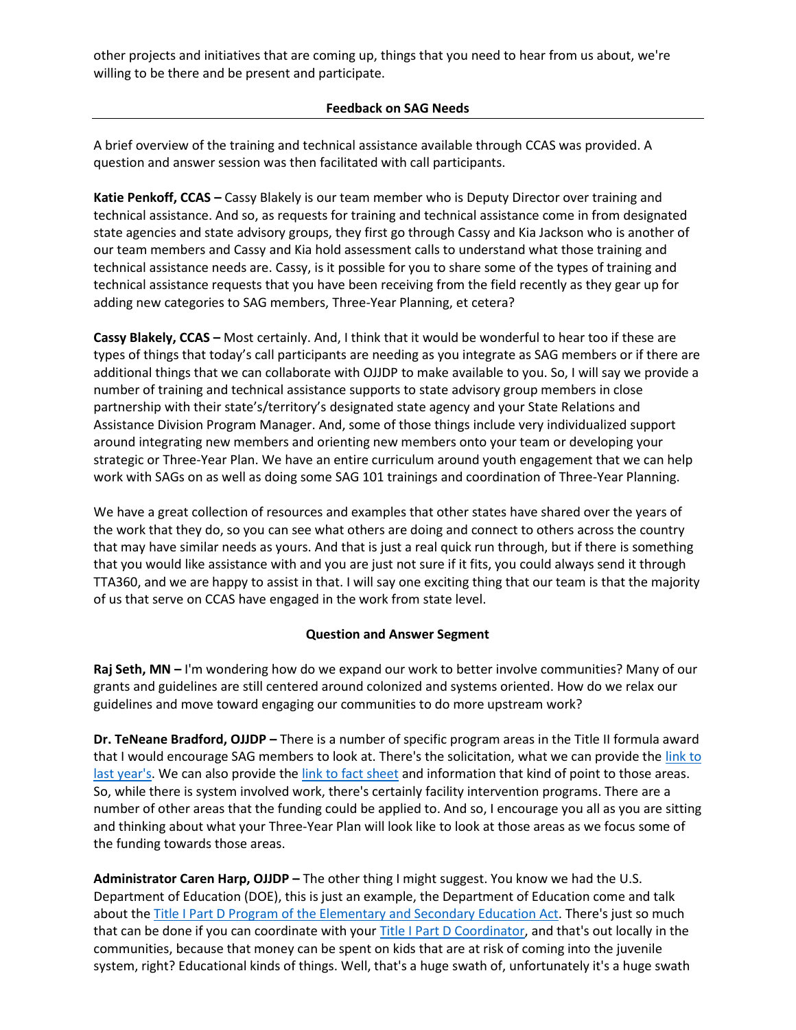other projects and initiatives that are coming up, things that you need to hear from us about, we're willing to be there and be present and participate.

## Feedback on SAG Needs

A brief overview of the training and technical assistance available through CCAS was provided. A question and answer session was then facilitated with call participants.

**Katie Penkoff, CCAS –** Cassy Blakely is our team member who is Deputy Director over training and technical assistance. And so, as requests for training and technical assistance come in from designated state agencies and state advisory groups, they first go through Cassy and Kia Jackson who is another of our team members and Cassy and Kia hold assessment calls to understand what those training and technical assistance needs are. Cassy, is it possible for you to share some of the types of training and technical assistance requests that you have been receiving from the field recently as they gear up for adding new categories to SAG members, Three-Year Planning, et cetera?

**Cassy Blakely, CCAS –** Most certainly. And, I think that it would be wonderful to hear too if these are types of things that today's call participants are needing as you integrate as SAG members or if there are additional things that we can collaborate with OJJDP to make available to you. So, I will say we provide a number of training and technical assistance supports to state advisory group members in close partnership with their state's/territory's designated state agency and your State Relations and Assistance Division Program Manager. And, some of those things include very individualized support around integrating new members and orienting new members onto your team or developing your strategic or Three-Year Plan. We have an entire curriculum around youth engagement that we can help work with SAGs on as well as doing some SAG 101 trainings and coordination of Three-Year Planning.

We have a great collection of resources and examples that other states have shared over the years of the work that they do, so you can see what others are doing and connect to others across the country that may have similar needs as yours. And that is just a real quick run through, but if there is something that you would like assistance with and you are just not sure if it fits, you could always send it through TTA360, and we are happy to assist in that. I will say one exciting thing that our team is that the majority of us that serve on CCAS have engaged in the work from state level.

## Question and Answer Segment

**Raj Seth, MN –** I'm wondering how do we expand our work to better involve communities? Many of our grants and guidelines are still centered around colonized and systems oriented. How do we relax our guidelines and move toward engaging our communities to do more upstream work?

**Dr. TeNeane Bradford, OJJDP –** There is a number of specific program areas in the Title II formula award that I would encourage SAG members to look at. There's the solicitation, what we can provide the link to last year's. We can also provide the link to fact sheet and information that kind of point to those areas. So, while there is system involved work, there's certainly facility intervention programs. There are a number of other areas that the funding could be applied to. And so, I encourage you all as you are sitting and thinking about what your Three-Year Plan will look like to look at those areas as we focus some of the funding towards those areas.

**Administrator Caren Harp, OJJDP –** The other thing I might suggest. You know we had the U.S. Department of Education (DOE), this is just an example, the Department of Education come and talk about the Title I Part D Program of the Elementary and Secondary Education Act. There's just so much that can be done if you can coordinate with your Title I Part D Coordinator, and that's out locally in the communities, because that money can be spent on kids that are at risk of coming into the juvenile system, right? Educational kinds of things. Well, that's a huge swath of, unfortunately it's a huge swath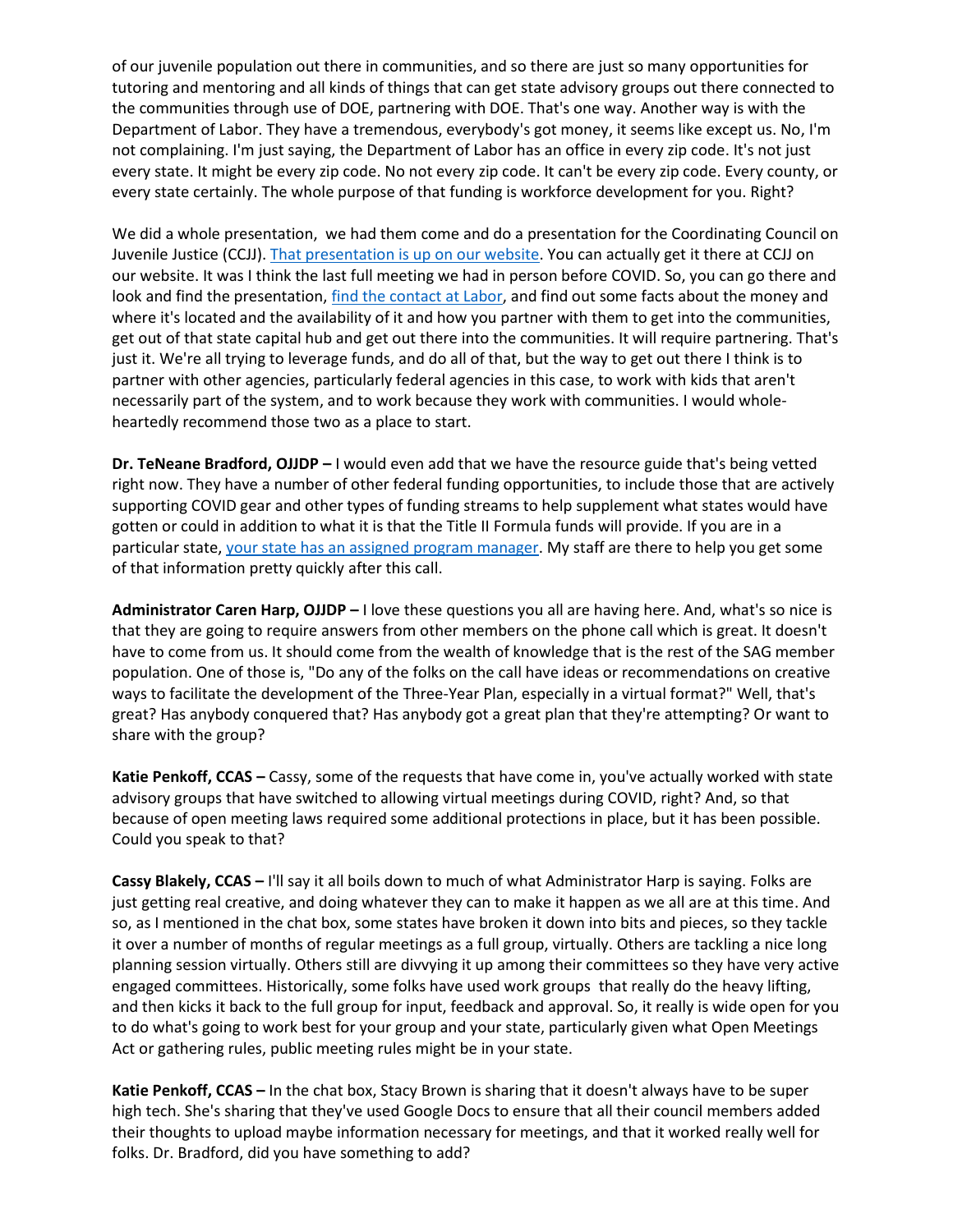of our juvenile population out there in communities, and so there are just so many opportunities for tutoring and mentoring and all kinds of things that can get state advisory groups out there connected to the communities through use of DOE, partnering with DOE. That's one way. Another way is with the Department of Labor. They have a tremendous, everybody's got money, it seems like except us. No, I'm not complaining. I'm just saying, the Department of Labor has an office in every zip code. It's not just every state. It might be every zip code. No not every zip code. It can't be every zip code. Every county, or every state certainly. The whole purpose of that funding is workforce development for you. Right?

We did a whole presentation, we had them come and do a presentation for the Coordinating Council on Juvenile Justice (CCJJ). That presentation is up on our website. You can actually get it there at CCJJ on our website. It was I think the last full meeting we had in person before COVID. So, you can go there and look and find the presentation, find the contact at Labor, and find out some facts about the money and where it's located and the availability of it and how you partner with them to get into the communities, get out of that state capital hub and get out there into the communities. It will require partnering. That's just it. We're all trying to leverage funds, and do all of that, but the way to get out there I think is to partner with other agencies, particularly federal agencies in this case, to work with kids that aren't necessarily part of the system, and to work because they work with communities. I would whole-heartedly recommend those two as a place to start.

**Dr. TeNeane Bradford, OJJDP –** I would even add that we have the resource guide that's being vetted right now. They have a number of other federal funding opportunities, to include those that are actively supporting COVID gear and other types of funding streams to help supplement what states would have gotten or could in addition to what it is that the Title II Formula funds will provide. If you are in a particular state, your state has an assigned program manager. My staff are there to help you get some of that information pretty quickly after this call.

**Administrator Caren Harp, OJJDP –** I love these questions you all are having here. And, what's so nice is that they are going to require answers from other members on the phone call which is great. It doesn't have to come from us. It should come from the wealth of knowledge that is the rest of the SAG member population. One of those is, "Do any of the folks on the call have ideas or recommendations on creative ways to facilitate the development of the Three-Year Plan, especially in a virtual format?" Well, that's great? Has anybody conquered that? Has anybody got a great plan that they're attempting? Or want to share with the group?

**Katie Penkoff, CCAS –** Cassy, some of the requests that have come in, you've actually worked with state advisory groups that have switched to allowing virtual meetings during COVID, right? And, so that because of open meeting laws required some additional protections in place, but it has been possible. Could you speak to that?

**Cassy Blakely, CCAS –** I'll say it all boils down to much of what Administrator Harp is saying. Folks are just getting real creative, and doing whatever they can to make it happen as we all are at this time. And so, as I mentioned in the chat box, some states have broken it down into bits and pieces, so they tackle it over a number of months of regular meetings as a full group, virtually. Others are tackling a nice long planning session virtually. Others still are divvying it up among their committees so they have very active engaged committees. Historically, some folks have used work groups that really do the heavy lifting, and then kicks it back to the full group for input, feedback and approval. So, it really is wide open for you to do what's going to work best for your group and your state, particularly given what Open Meetings Act or gathering rules, public meeting rules might be in your state.

**Katie Penkoff, CCAS –** In the chat box, Stacy Brown is sharing that it doesn't always have to be super high tech. She's sharing that they've used Google Docs to ensure that all their council members added their thoughts to upload maybe information necessary for meetings, and that it worked really well for folks. Dr. Bradford, did you have something to add?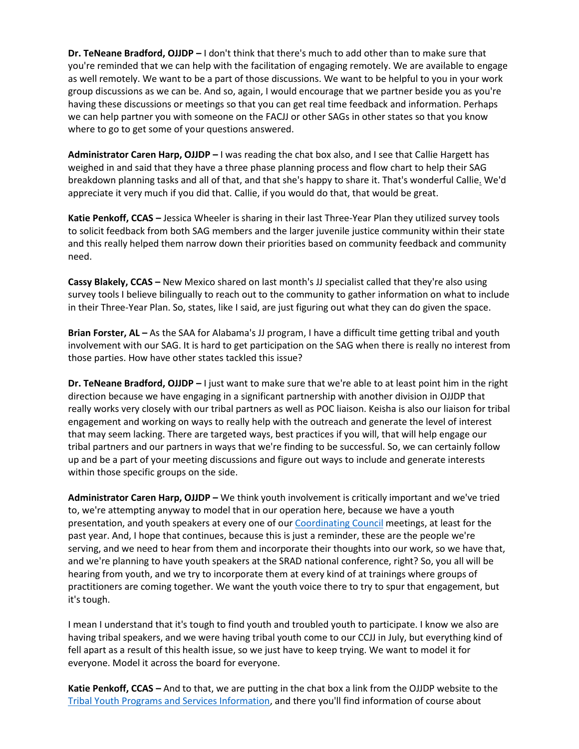**Dr. TeNeane Bradford, OJJDP –** I don't think that there's much to add other than to make sure that you're reminded that we can help with the facilitation of engaging remotely. We are available to engage as well remotely. We want to be a part of those discussions. We want to be helpful to you in your work group discussions as we can be. And so, again, I would encourage that we partner beside you as you're having these discussions or meetings so that you can get real time feedback and information. Perhaps we can help partner you with someone on the FACJJ or other SAGs in other states so that you know where to go to get some of your questions answered.

**Administrator Caren Harp, OJJDP –** I was reading the chat box also, and I see that Callie Hargett has weighed in and said that they have a three phase planning process and flow chart to help their SAG breakdown planning tasks and all of that, and that she's happy to share it. That's wonderful Callie. We'd appreciate it very much if you did that. Callie, if you would do that, that would be great.

**Katie Penkoff, CCAS –** Jessica Wheeler is sharing in their last Three-Year Plan they utilized survey tools to solicit feedback from both SAG members and the larger juvenile justice community within their state and this really helped them narrow down their priorities based on community feedback and community need.

**Cassy Blakely, CCAS –** New Mexico shared on last month's JJ specialist called that they're also using survey tools I believe bilingually to reach out to the community to gather information on what to include in their Three-Year Plan. So, states, like I said, are just figuring out what they can do given the space.

**Brian Forster, AL –** As the SAA for Alabama's JJ program, I have a difficult time getting tribal and youth involvement with our SAG. It is hard to get participation on the SAG when there is really no interest from those parties. How have other states tackled this issue?

**Dr. TeNeane Bradford, OJJDP –** I just want to make sure that we're able to at least point him in the right direction because we have engaging in a significant partnership with another division in OJJDP that really works very closely with our tribal partners as well as POC liaison. Keisha is also our liaison for tribal engagement and working on ways to really help with the outreach and generate the level of interest that may seem lacking. There are targeted ways, best practices if you will, that will help engage our tribal partners and our partners in ways that we're finding to be successful. So, we can certainly follow up and be a part of your meeting discussions and figure out ways to include and generate interests within those specific groups on the side.

**Administrator Caren Harp, OJJDP –** We think youth involvement is critically important and we've tried to, we're attempting anyway to model that in our operation here, because we have a youth presentation, and youth speakers at every one of our Coordinating Council meetings, at least for the past year. And, I hope that continues, because this is just a reminder, these are the people we're serving, and we need to hear from them and incorporate their thoughts into our work, so we have that, and we're planning to have youth speakers at the SRAD national conference, right? So, you all will be hearing from youth, and we try to incorporate them at every kind of at trainings where groups of practitioners are coming together. We want the youth voice there to try to spur that engagement, but it's tough.

I mean I understand that it's tough to find youth and troubled youth to participate. I know we also are having tribal speakers, and we were having tribal youth come to our CCJJ in July, but everything kind of fell apart as a result of this health issue, so we just have to keep trying. We want to model it for everyone. Model it across the board for everyone.

**Katie Penkoff, CCAS –** And to that, we are putting in the chat box a link from the OJJDP website to the Tribal Youth Programs and Services Information, and there you'll find information of course about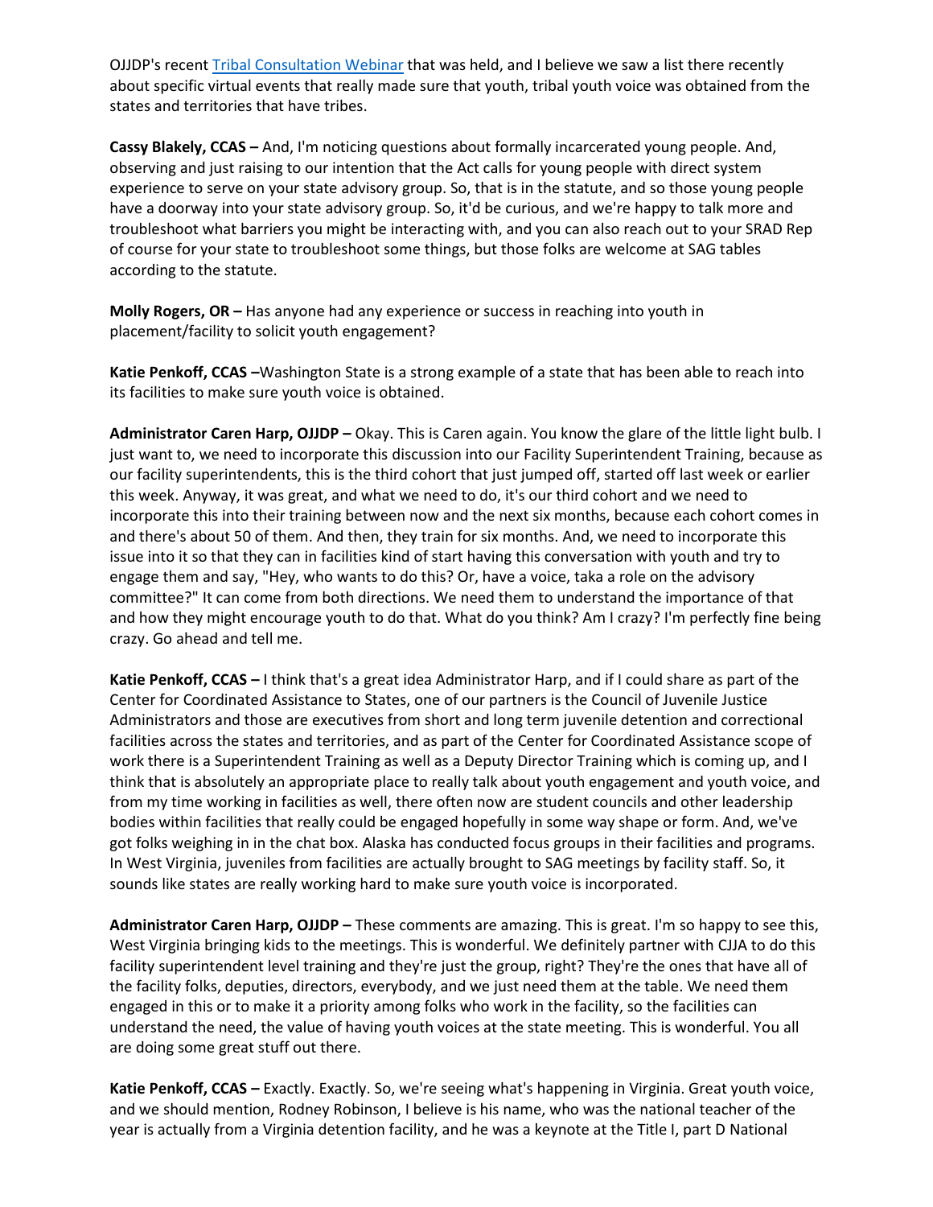OJJDP's recent [Tribal Consultation Webinar](#) that was held, and I believe we saw a list there recently about specific virtual events that really made sure that youth, tribal youth voice was obtained from the states and territories that have tribes.

**Cassy Blakely, CCAS –** And, I'm noticing questions about formally incarcerated young people. And, observing and just raising to our intention that the Act calls for young people with direct system experience to serve on your state advisory group. So, that is in the statute, and so those young people have a doorway into your state advisory group. So, it'd be curious, and we're happy to talk more and troubleshoot what barriers you might be interacting with, and you can also reach out to your SRAD Rep of course for your state to troubleshoot some things, but those folks are welcome at SAG tables according to the statute.

**Molly Rogers, OR –** Has anyone had any experience or success in reaching into youth in placement/facility to solicit youth engagement?

**Katie Penkoff, CCAS –**Washington State is a strong example of a state that has been able to reach into its facilities to make sure youth voice is obtained.

**Administrator Caren Harp, OJJDP –** Okay. This is Caren again. You know the glare of the little light bulb. I just want to, we need to incorporate this discussion into our Facility Superintendent Training, because as our facility superintendents, this is the third cohort that just jumped off, started off last week or earlier this week. Anyway, it was great, and what we need to do, it's our third cohort and we need to incorporate this into their training between now and the next six months, because each cohort comes in and there's about 50 of them. And then, they train for six months. And, we need to incorporate this issue into it so that they can in facilities kind of start having this conversation with youth and try to engage them and say, "Hey, who wants to do this? Or, have a voice, taka a role on the advisory committee?" It can come from both directions. We need them to understand the importance of that and how they might encourage youth to do that. What do you think? Am I crazy? I'm perfectly fine being crazy. Go ahead and tell me.

**Katie Penkoff, CCAS –** I think that's a great idea Administrator Harp, and if I could share as part of the Center for Coordinated Assistance to States, one of our partners is the Council of Juvenile Justice Administrators and those are executives from short and long term juvenile detention and correctional facilities across the states and territories, and as part of the Center for Coordinated Assistance scope of work there is a Superintendent Training as well as a Deputy Director Training which is coming up, and I think that is absolutely an appropriate place to really talk about youth engagement and youth voice, and from my time working in facilities as well, there often now are student councils and other leadership bodies within facilities that really could be engaged hopefully in some way shape or form. And, we've got folks weighing in in the chat box. Alaska has conducted focus groups in their facilities and programs. In West Virginia, juveniles from facilities are actually brought to SAG meetings by facility staff. So, it sounds like states are really working hard to make sure youth voice is incorporated.

**Administrator Caren Harp, OJJDP –** These comments are amazing. This is great. I'm so happy to see this, West Virginia bringing kids to the meetings. This is wonderful. We definitely partner with CJJA to do this facility superintendent level training and they're just the group, right? They're the ones that have all of the facility folks, deputies, directors, everybody, and we just need them at the table. We need them engaged in this or to make it a priority among folks who work in the facility, so the facilities can understand the need, the value of having youth voices at the state meeting. This is wonderful. You all are doing some great stuff out there.

**Katie Penkoff, CCAS –** Exactly. Exactly. So, we're seeing what's happening in Virginia. Great youth voice, and we should mention, Rodney Robinson, I believe is his name, who was the national teacher of the year is actually from a Virginia detention facility, and he was a keynote at the Title I, part D National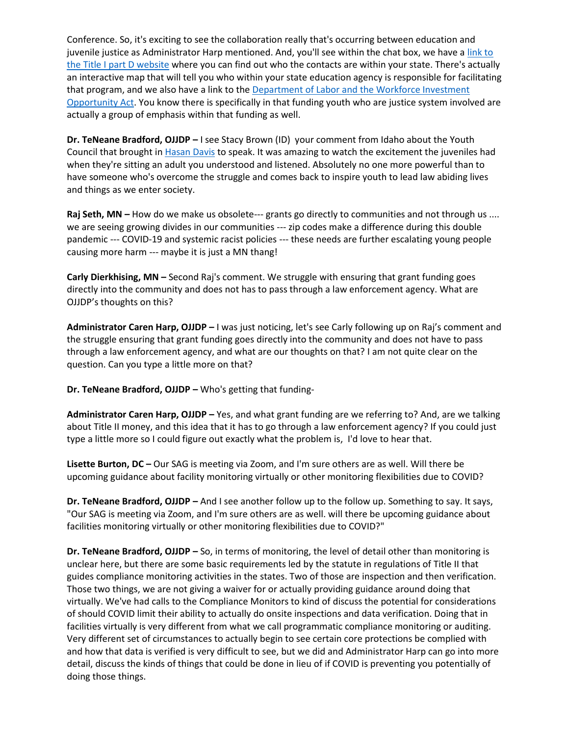Conference. So, it's exciting to see the collaboration really that's occurring between education and juvenile justice as Administrator Harp mentioned. And, you'll see within the chat box, we have a [link to the Title I part D website](#) where you can find out who the contacts are within your state. There's actually an interactive map that will tell you who within your state education agency is responsible for facilitating that program, and we also have a link to the [Department of Labor and the Workforce Investment Opportunity Act](#). You know there is specifically in that funding youth who are justice system involved are actually a group of emphasis within that funding as well.

**Dr. TeNeane Bradford, OJJDP –** I see Stacy Brown (ID) your comment from Idaho about the Youth Council that brought in [Hasan Davis](#) to speak. It was amazing to watch the excitement the juveniles had when they're sitting an adult you understood and listened. Absolutely no one more powerful than to have someone who's overcome the struggle and comes back to inspire youth to lead law abiding lives and things as we enter society.

**Raj Seth, MN –** How do we make us obsolete--- grants go directly to communities and not through us .... we are seeing growing divides in our communities --- zip codes make a difference during this double pandemic --- COVID-19 and systemic racist policies --- these needs are further escalating young people causing more harm --- maybe it is just a MN thang!

**Carly Dierkhising, MN –** Second Raj's comment. We struggle with ensuring that grant funding goes directly into the community and does not has to pass through a law enforcement agency. What are OJJDP's thoughts on this?

**Administrator Caren Harp, OJJDP –** I was just noticing, let's see Carly following up on Raj's comment and the struggle ensuring that grant funding goes directly into the community and does not have to pass through a law enforcement agency, and what are our thoughts on that? I am not quite clear on the question. Can you type a little more on that?

**Dr. TeNeane Bradford, OJJDP –** Who's getting that funding-

**Administrator Caren Harp, OJJDP –** Yes, and what grant funding are we referring to? And, are we talking about Title II money, and this idea that it has to go through a law enforcement agency? If you could just type a little more so I could figure out exactly what the problem is, I'd love to hear that.

**Lisette Burton, DC –** Our SAG is meeting via Zoom, and I'm sure others are as well. Will there be upcoming guidance about facility monitoring virtually or other monitoring flexibilities due to COVID?

**Dr. TeNeane Bradford, OJJDP –** And I see another follow up to the follow up. Something to say. It says, "Our SAG is meeting via Zoom, and I'm sure others are as well. will there be upcoming guidance about facilities monitoring virtually or other monitoring flexibilities due to COVID?"

**Dr. TeNeane Bradford, OJJDP –** So, in terms of monitoring, the level of detail other than monitoring is unclear here, but there are some basic requirements led by the statute in regulations of Title II that guides compliance monitoring activities in the states. Two of those are inspection and then verification. Those two things, we are not giving a waiver for or actually providing guidance around doing that virtually. We've had calls to the Compliance Monitors to kind of discuss the potential for considerations of should COVID limit their ability to actually do onsite inspections and data verification. Doing that in facilities virtually is very different from what we call programmatic compliance monitoring or auditing. Very different set of circumstances to actually begin to see certain core protections be complied with and how that data is verified is very difficult to see, but we did and Administrator Harp can go into more detail, discuss the kinds of things that could be done in lieu of if COVID is preventing you potentially of doing those things.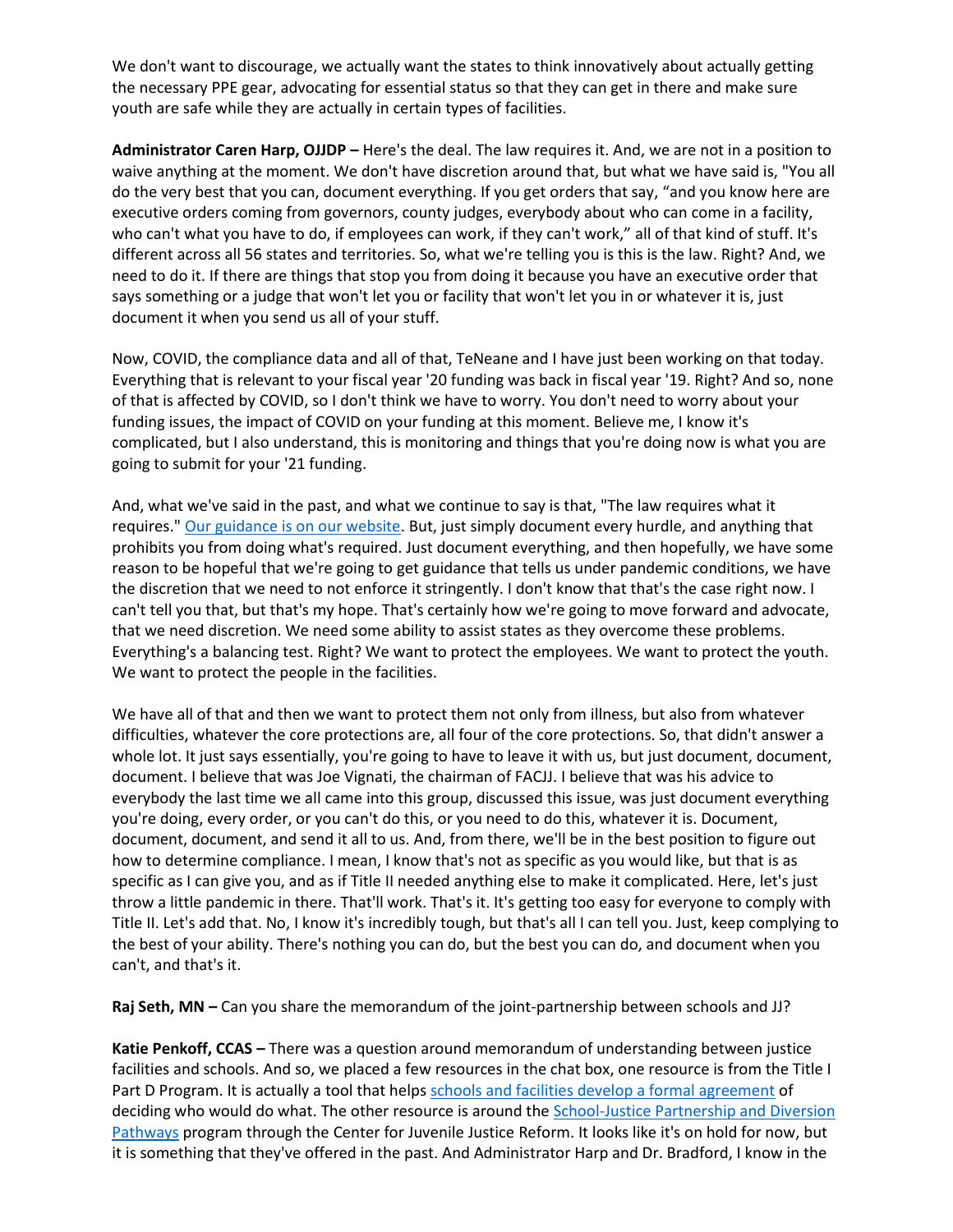We don't want to discourage, we actually want the states to think innovatively about actually getting the necessary PPE gear, advocating for essential status so that they can get in there and make sure youth are safe while they are actually in certain types of facilities.

**Administrator Caren Harp, OJJDP –** Here's the deal. The law requires it. And, we are not in a position to waive anything at the moment. We don't have discretion around that, but what we have said is, "You all do the very best that you can, document everything. If you get orders that say, "and you know here are executive orders coming from governors, county judges, everybody about who can come in a facility, who can't what you have to do, if employees can work, if they can't work," all of that kind of stuff. It's different across all 56 states and territories. So, what we're telling you is this is the law. Right? And, we need to do it. If there are things that stop you from doing it because you have an executive order that says something or a judge that won't let you or facility that won't let you in or whatever it is, just document it when you send us all of your stuff.

Now, COVID, the compliance data and all of that, TeNeane and I have just been working on that today. Everything that is relevant to your fiscal year '20 funding was back in fiscal year '19. Right? And so, none of that is affected by COVID, so I don't think we have to worry. You don't need to worry about your funding issues, the impact of COVID on your funding at this moment. Believe me, I know it's complicated, but I also understand, this is monitoring and things that you're doing now is what you are going to submit for your '21 funding.

And, what we've said in the past, and what we continue to say is that, "The law requires what it requires." Our guidance is on our website. But, just simply document every hurdle, and anything that prohibits you from doing what's required. Just document everything, and then hopefully, we have some reason to be hopeful that we're going to get guidance that tells us under pandemic conditions, we have the discretion that we need to not enforce it stringently. I don't know that that's the case right now. I can't tell you that, but that's my hope. That's certainly how we're going to move forward and advocate, that we need discretion. We need some ability to assist states as they overcome these problems. Everything's a balancing test. Right? We want to protect the employees. We want to protect the youth. We want to protect the people in the facilities.

We have all of that and then we want to protect them not only from illness, but also from whatever difficulties, whatever the core protections are, all four of the core protections. So, that didn't answer a whole lot. It just says essentially, you're going to have to leave it with us, but just document, document, document. I believe that was Joe Vignati, the chairman of FACJJ. I believe that was his advice to everybody the last time we all came into this group, discussed this issue, was just document everything you're doing, every order, or you can't do this, or you need to do this, whatever it is. Document, document, document, and send it all to us. And, from there, we'll be in the best position to figure out how to determine compliance. I mean, I know that's not as specific as you would like, but that is as specific as I can give you, and as if Title II needed anything else to make it complicated. Here, let's just throw a little pandemic in there. That'll work. That's it. It's getting too easy for everyone to comply with Title II. Let's add that. No, I know it's incredibly tough, but that's all I can tell you. Just, keep complying to the best of your ability. There's nothing you can do, but the best you can do, and document when you can't, and that's it.

**Raj Seth, MN –** Can you share the memorandum of the joint-partnership between schools and JJ?

**Katie Penkoff, CCAS –** There was a question around memorandum of understanding between justice facilities and schools. And so, we placed a few resources in the chat box, one resource is from the Title I Part D Program. It is actually a tool that helps schools and facilities develop a formal agreement of deciding who would do what. The other resource is around the School-Justice Partnership and Diversion Pathways program through the Center for Juvenile Justice Reform. It looks like it's on hold for now, but it is something that they've offered in the past. And Administrator Harp and Dr. Bradford, I know in the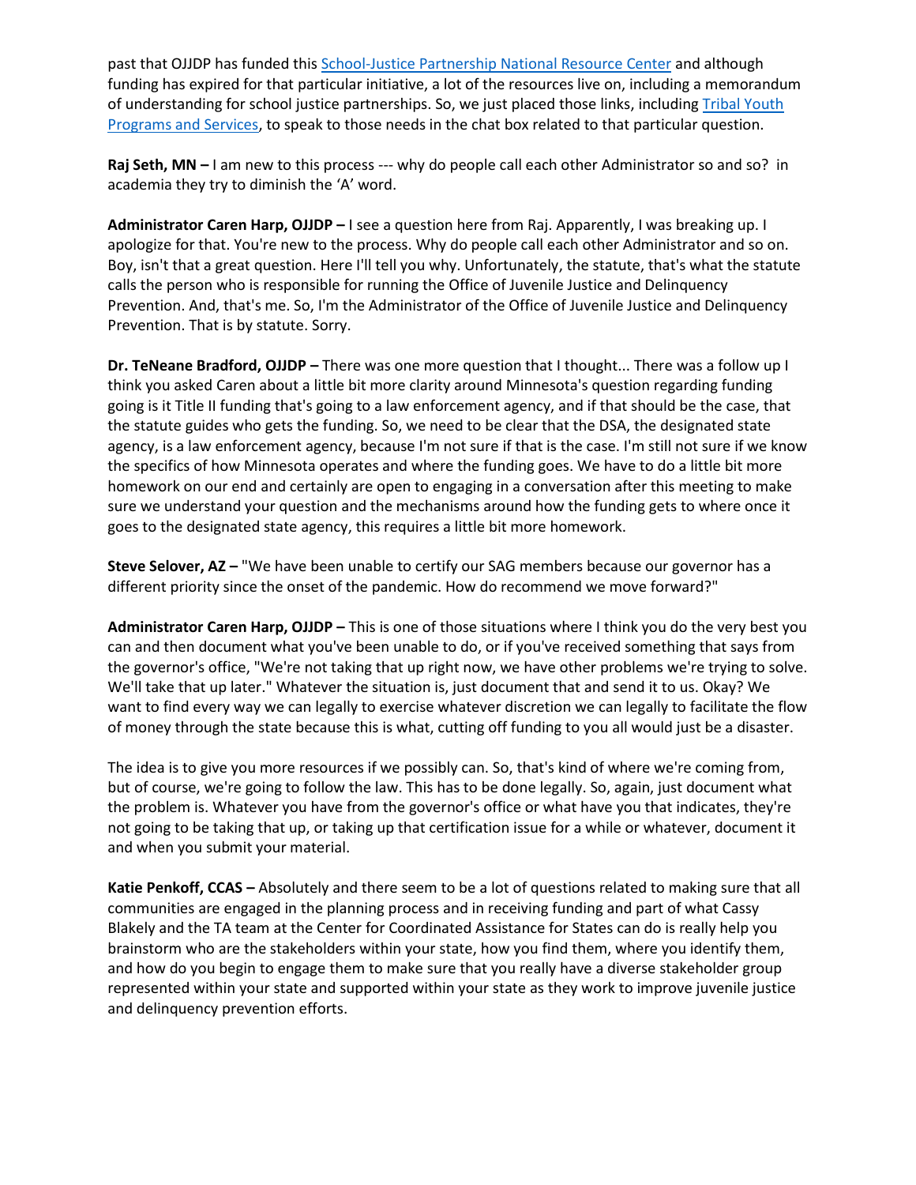past that OJJDP has funded this [School-Justice Partnership National Resource Center] and although funding has expired for that particular initiative, a lot of the resources live on, including a memorandum of understanding for school justice partnerships. So, we just placed those links, including [Tribal Youth Programs and Services], to speak to those needs in the chat box related to that particular question.

**Raj Seth, MN –** I am new to this process --- why do people call each other Administrator so and so? in academia they try to diminish the 'A' word.

**Administrator Caren Harp, OJJDP –** I see a question here from Raj. Apparently, I was breaking up. I apologize for that. You're new to the process. Why do people call each other Administrator and so on. Boy, isn't that a great question. Here I'll tell you why. Unfortunately, the statute, that's what the statute calls the person who is responsible for running the Office of Juvenile Justice and Delinquency Prevention. And, that's me. So, I'm the Administrator of the Office of Juvenile Justice and Delinquency Prevention. That is by statute. Sorry.

**Dr. TeNeane Bradford, OJJDP –** There was one more question that I thought... There was a follow up I think you asked Caren about a little bit more clarity around Minnesota's question regarding funding going is it Title II funding that's going to a law enforcement agency, and if that should be the case, that the statute guides who gets the funding. So, we need to be clear that the DSA, the designated state agency, is a law enforcement agency, because I'm not sure if that is the case. I'm still not sure if we know the specifics of how Minnesota operates and where the funding goes. We have to do a little bit more homework on our end and certainly are open to engaging in a conversation after this meeting to make sure we understand your question and the mechanisms around how the funding gets to where once it goes to the designated state agency, this requires a little bit more homework.

**Steve Selover, AZ –** "We have been unable to certify our SAG members because our governor has a different priority since the onset of the pandemic. How do recommend we move forward?"

**Administrator Caren Harp, OJJDP –** This is one of those situations where I think you do the very best you can and then document what you've been unable to do, or if you've received something that says from the governor's office, "We're not taking that up right now, we have other problems we're trying to solve. We'll take that up later." Whatever the situation is, just document that and send it to us. Okay? We want to find every way we can legally to exercise whatever discretion we can legally to facilitate the flow of money through the state because this is what, cutting off funding to you all would just be a disaster.

The idea is to give you more resources if we possibly can. So, that's kind of where we're coming from, but of course, we're going to follow the law. This has to be done legally. So, again, just document what the problem is. Whatever you have from the governor's office or what have you that indicates, they're not going to be taking that up, or taking up that certification issue for a while or whatever, document it and when you submit your material.

**Katie Penkoff, CCAS –** Absolutely and there seem to be a lot of questions related to making sure that all communities are engaged in the planning process and in receiving funding and part of what Cassy Blakely and the TA team at the Center for Coordinated Assistance for States can do is really help you brainstorm who are the stakeholders within your state, how you find them, where you identify them, and how do you begin to engage them to make sure that you really have a diverse stakeholder group represented within your state and supported within your state as they work to improve juvenile justice and delinquency prevention efforts.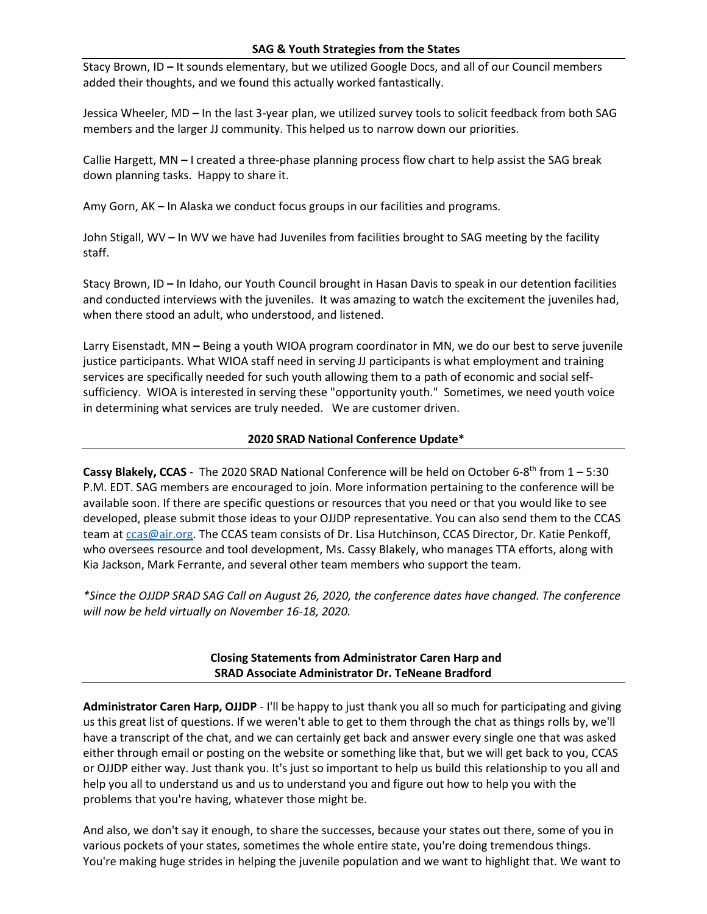## SAG & Youth Strategies from the States

Stacy Brown, ID **–** It sounds elementary, but we utilized Google Docs, and all of our Council members added their thoughts, and we found this actually worked fantastically.

Jessica Wheeler, MD **–** In the last 3-year plan, we utilized survey tools to solicit feedback from both SAG members and the larger JJ community. This helped us to narrow down our priorities.

Callie Hargett, MN **–** I created a three-phase planning process flow chart to help assist the SAG break down planning tasks. Happy to share it.

Amy Gorn, AK **–** In Alaska we conduct focus groups in our facilities and programs.

John Stigall, WV **–** In WV we have had Juveniles from facilities brought to SAG meeting by the facility staff.

Stacy Brown, ID **–** In Idaho, our Youth Council brought in Hasan Davis to speak in our detention facilities and conducted interviews with the juveniles. It was amazing to watch the excitement the juveniles had, when there stood an adult, who understood, and listened.

Larry Eisenstadt, MN **–** Being a youth WIOA program coordinator in MN, we do our best to serve juvenile justice participants. What WIOA staff need in serving JJ participants is what employment and training services are specifically needed for such youth allowing them to a path of economic and social self-sufficiency. WIOA is interested in serving these "opportunity youth." Sometimes, we need youth voice in determining what services are truly needed. We are customer driven.

## 2020 SRAD National Conference Update*

**Cassy Blakely, CCAS** - The 2020 SRAD National Conference will be held on October 6-8th from 1 – 5:30 P.M. EDT. SAG members are encouraged to join. More information pertaining to the conference will be available soon. If there are specific questions or resources that you need or that you would like to see developed, please submit those ideas to your OJJDP representative. You can also send them to the CCAS team at ccas@air.org. The CCAS team consists of Dr. Lisa Hutchinson, CCAS Director, Dr. Katie Penkoff, who oversees resource and tool development, Ms. Cassy Blakely, who manages TTA efforts, along with Kia Jackson, Mark Ferrante, and several other team members who support the team.

*\*Since the OJJDP SRAD SAG Call on August 26, 2020, the conference dates have changed. The conference will now be held virtually on November 16-18, 2020.*

## Closing Statements from Administrator Caren Harp and SRAD Associate Administrator Dr. TeNeane Bradford

**Administrator Caren Harp, OJJDP** - I'll be happy to just thank you all so much for participating and giving us this great list of questions. If we weren't able to get to them through the chat as things rolls by, we'll have a transcript of the chat, and we can certainly get back and answer every single one that was asked either through email or posting on the website or something like that, but we will get back to you, CCAS or OJJDP either way. Just thank you. It's just so important to help us build this relationship to you all and help you all to understand us and us to understand you and figure out how to help you with the problems that you're having, whatever those might be.

And also, we don't say it enough, to share the successes, because your states out there, some of you in various pockets of your states, sometimes the whole entire state, you're doing tremendous things. You're making huge strides in helping the juvenile population and we want to highlight that. We want to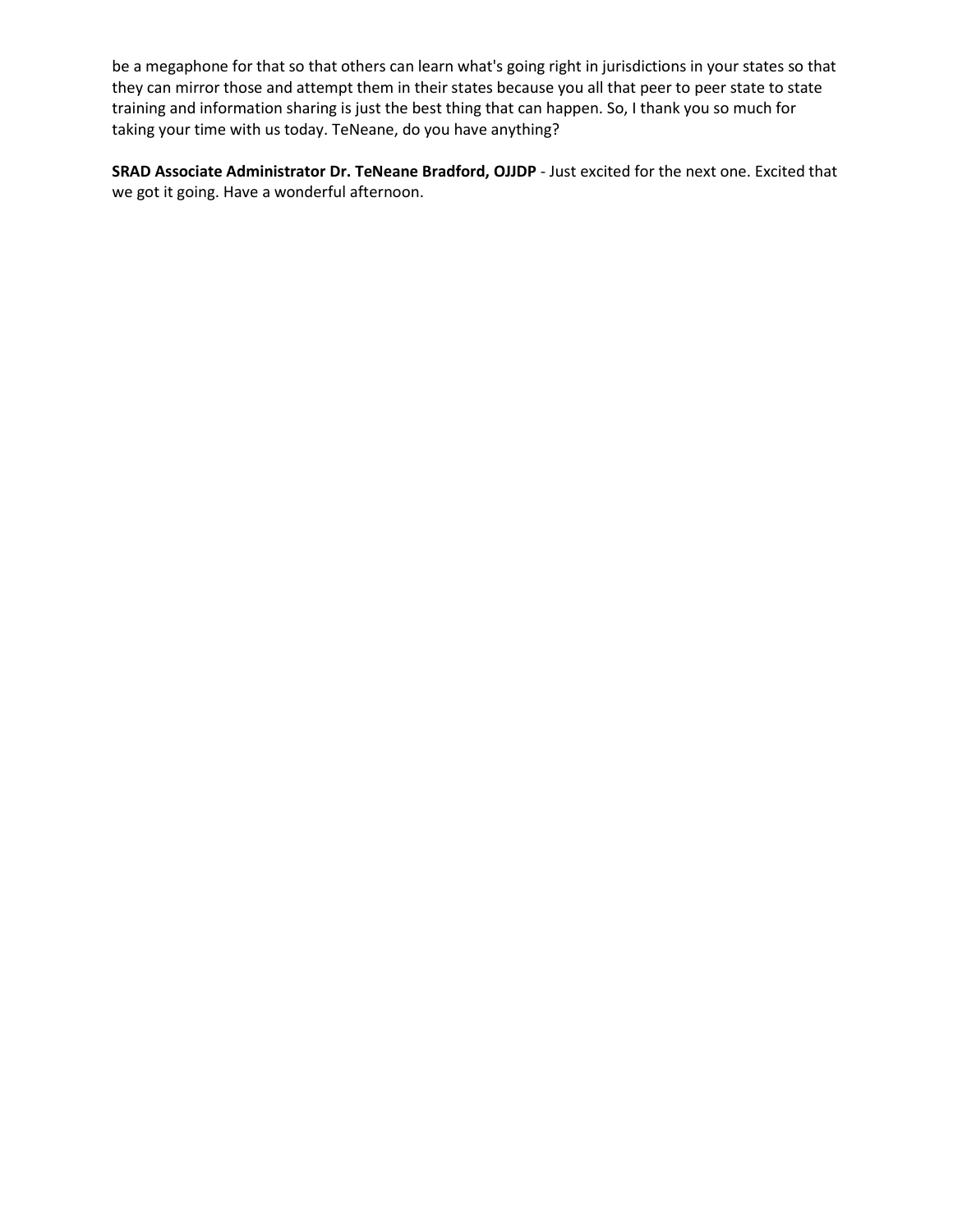be a megaphone for that so that others can learn what's going right in jurisdictions in your states so that they can mirror those and attempt them in their states because you all that peer to peer state to state training and information sharing is just the best thing that can happen. So, I thank you so much for taking your time with us today. TeNeane, do you have anything?

**SRAD Associate Administrator Dr. TeNeane Bradford, OJJDP** - Just excited for the next one. Excited that we got it going. Have a wonderful afternoon.